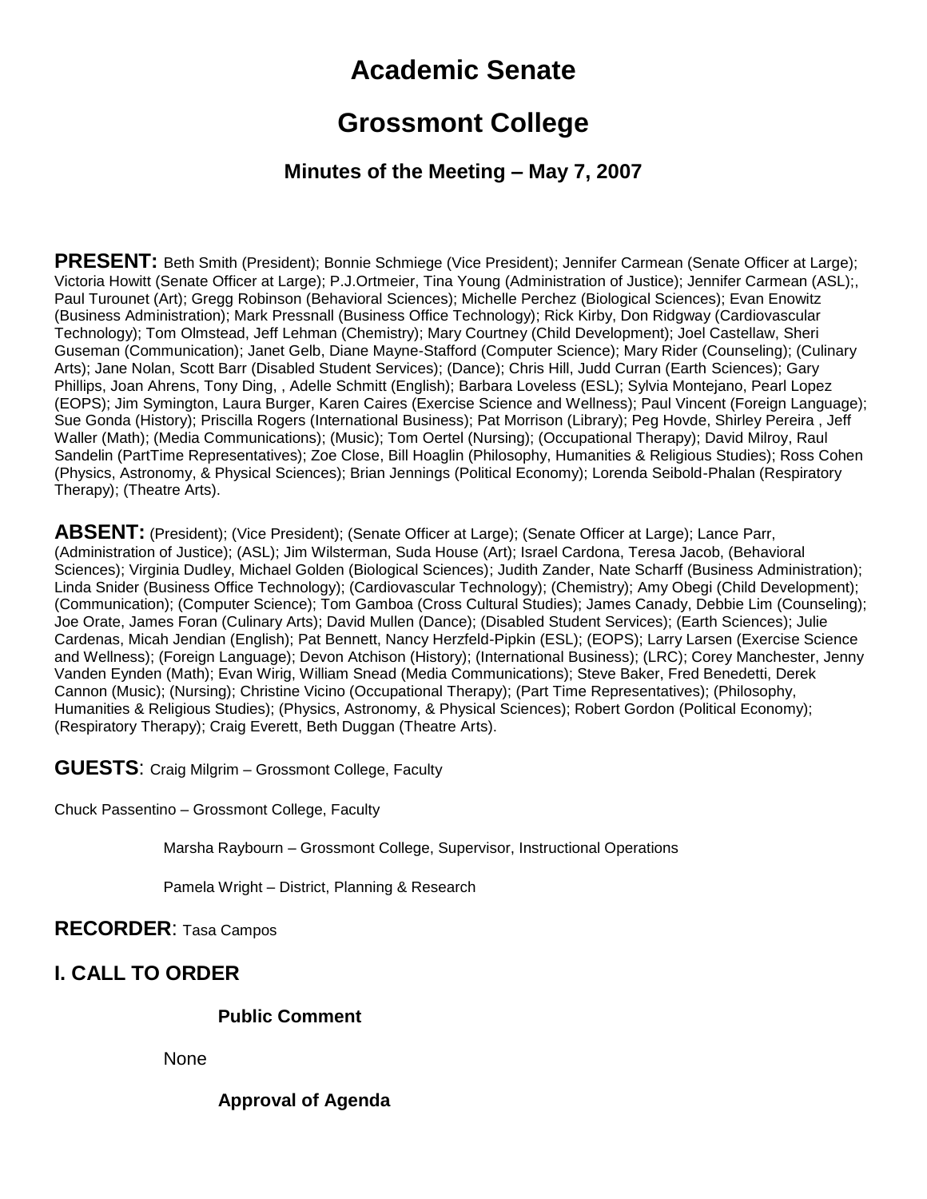# Academic Senate

# Grossmont College

### Minutes of the Meeting – May 7, 2007

**PRESENT:** Beth Smith (President); Bonnie Schmiege (Vice President); Jennifer Carmean (Senate Officer at Large); Victoria Howitt (Senate Officer at Large); P.J.Ortmeier, Tina Young (Administration of Justice); Jennifer Carmean (ASL);, Paul Turounet (Art); Gregg Robinson (Behavioral Sciences); Michelle Perchez (Biological Sciences); Evan Enowitz (Business Administration); Mark Pressnall (Business Office Technology); Rick Kirby, Don Ridgway (Cardiovascular Technology); Tom Olmstead, Jeff Lehman (Chemistry); Mary Courtney (Child Development); Joel Castellaw, Sheri Guseman (Communication); Janet Gelb, Diane Mayne-Stafford (Computer Science); Mary Rider (Counseling); (Culinary Arts); Jane Nolan, Scott Barr (Disabled Student Services); (Dance); Chris Hill, Judd Curran (Earth Sciences); Gary Phillips, Joan Ahrens, Tony Ding, , Adelle Schmitt (English); Barbara Loveless (ESL); Sylvia Montejano, Pearl Lopez (EOPS); Jim Symington, Laura Burger, Karen Caires (Exercise Science and Wellness); Paul Vincent (Foreign Language); Sue Gonda (History); Priscilla Rogers (International Business); Pat Morrison (Library); Peg Hovde, Shirley Pereira , Jeff Waller (Math); (Media Communications); (Music); Tom Oertel (Nursing); (Occupational Therapy); David Milroy, Raul Sandelin (PartTime Representatives); Zoe Close, Bill Hoaglin (Philosophy, Humanities & Religious Studies); Ross Cohen (Physics, Astronomy, & Physical Sciences); Brian Jennings (Political Economy); Lorenda Seibold-Phalan (Respiratory Therapy); (Theatre Arts).

**ABSENT:** (President); (Vice President); (Senate Officer at Large); (Senate Officer at Large); Lance Parr, (Administration of Justice); (ASL); Jim Wilsterman, Suda House (Art); Israel Cardona, Teresa Jacob, (Behavioral Sciences); Virginia Dudley, Michael Golden (Biological Sciences); Judith Zander, Nate Scharff (Business Administration); Linda Snider (Business Office Technology); (Cardiovascular Technology); (Chemistry); Amy Obegi (Child Development); (Communication); (Computer Science); Tom Gamboa (Cross Cultural Studies); James Canady, Debbie Lim (Counseling); Joe Orate, James Foran (Culinary Arts); David Mullen (Dance); (Disabled Student Services); (Earth Sciences); Julie Cardenas, Micah Jendian (English); Pat Bennett, Nancy Herzfeld-Pipkin (ESL); (EOPS); Larry Larsen (Exercise Science and Wellness); (Foreign Language); Devon Atchison (History); (International Business); (LRC); Corey Manchester, Jenny Vanden Eynden (Math); Evan Wirig, William Snead (Media Communications); Steve Baker, Fred Benedetti, Derek Cannon (Music); (Nursing); Christine Vicino (Occupational Therapy); (Part Time Representatives); (Philosophy, Humanities & Religious Studies); (Physics, Astronomy, & Physical Sciences); Robert Gordon (Political Economy); (Respiratory Therapy); Craig Everett, Beth Duggan (Theatre Arts).

**GUESTS**: Craig Milgrim – Grossmont College, Faculty

Chuck Passentino – Grossmont College, Faculty

Marsha Raybourn – Grossmont College, Supervisor, Instructional Operations

Pamela Wright – District, Planning & Research

**RECORDER**: Tasa Campos

## I. CALL TO ORDER

**Public Comment**

None

**Approval of Agenda**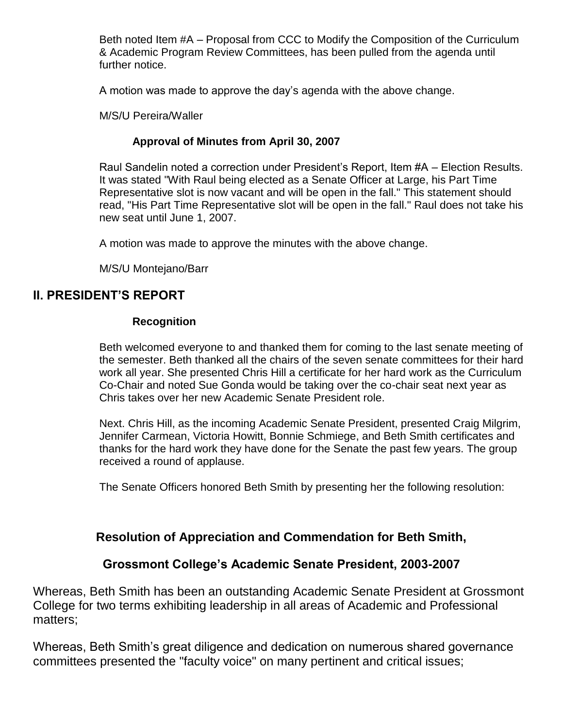Beth noted Item #A – Proposal from CCC to Modify the Composition of the Curriculum & Academic Program Review Committees, has been pulled from the agenda until further notice.

A motion was made to approve the day's agenda with the above change.

M/S/U Pereira/Waller

### Approval of Minutes from April 30, 2007

Raul Sandelin noted a correction under President's Report, Item #A – Election Results. It was stated "With Raul being elected as a Senate Officer at Large, his Part Time Representative slot is now vacant and will be open in the fall." This statement should read, "His Part Time Representative slot will be open in the fall." Raul does not take his new seat until June 1, 2007.

A motion was made to approve the minutes with the above change.

M/S/U Montejano/Barr

## II. PRESIDENT'S REPORT

### Recognition

Beth welcomed everyone to and thanked them for coming to the last senate meeting of the semester. Beth thanked all the chairs of the seven senate committees for their hard work all year. She presented Chris Hill a certificate for her hard work as the Curriculum Co-Chair and noted Sue Gonda would be taking over the co-chair seat next year as Chris takes over her new Academic Senate President role.

Next. Chris Hill, as the incoming Academic Senate President, presented Craig Milgrim, Jennifer Carmean, Victoria Howitt, Bonnie Schmiege, and Beth Smith certificates and thanks for the hard work they have done for the Senate the past few years. The group received a round of applause.

The Senate Officers honored Beth Smith by presenting her the following resolution:

### Resolution of Appreciation and Commendation for Beth Smith,

### Grossmont College's Academic Senate President, 2003-2007

Whereas, Beth Smith has been an outstanding Academic Senate President at Grossmont College for two terms exhibiting leadership in all areas of Academic and Professional matters;

Whereas, Beth Smith's great diligence and dedication on numerous shared governance committees presented the "faculty voice" on many pertinent and critical issues;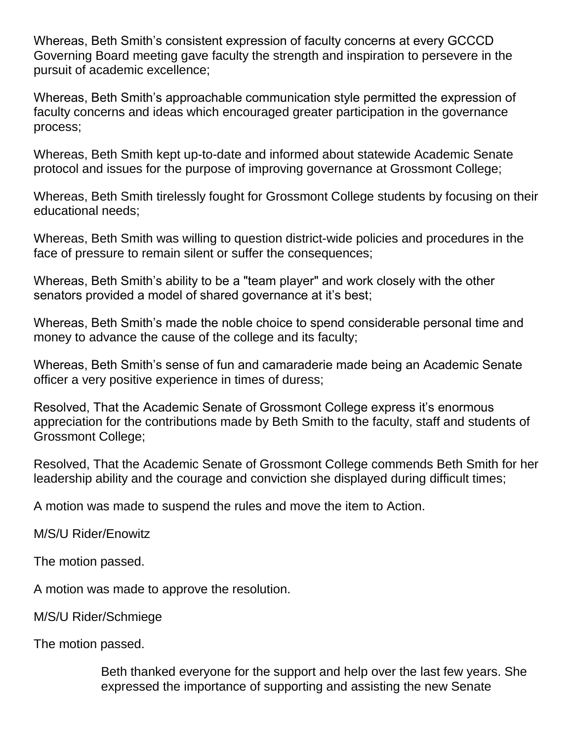Whereas, Beth Smith's consistent expression of faculty concerns at every GCCCD Governing Board meeting gave faculty the strength and inspiration to persevere in the pursuit of academic excellence;

Whereas, Beth Smith's approachable communication style permitted the expression of faculty concerns and ideas which encouraged greater participation in the governance process;

Whereas, Beth Smith kept up-to-date and informed about statewide Academic Senate protocol and issues for the purpose of improving governance at Grossmont College;

Whereas, Beth Smith tirelessly fought for Grossmont College students by focusing on their educational needs;

Whereas, Beth Smith was willing to question district-wide policies and procedures in the face of pressure to remain silent or suffer the consequences;

Whereas, Beth Smith's ability to be a "team player" and work closely with the other senators provided a model of shared governance at it's best;

Whereas, Beth Smith's made the noble choice to spend considerable personal time and money to advance the cause of the college and its faculty;

Whereas, Beth Smith's sense of fun and camaraderie made being an Academic Senate officer a very positive experience in times of duress;

Resolved, That the Academic Senate of Grossmont College express it's enormous appreciation for the contributions made by Beth Smith to the faculty, staff and students of Grossmont College;

Resolved, That the Academic Senate of Grossmont College commends Beth Smith for her leadership ability and the courage and conviction she displayed during difficult times;

A motion was made to suspend the rules and move the item to Action.

M/S/U Rider/Enowitz

The motion passed.

A motion was made to approve the resolution.

M/S/U Rider/Schmiege

The motion passed.

Beth thanked everyone for the support and help over the last few years. She expressed the importance of supporting and assisting the new Senate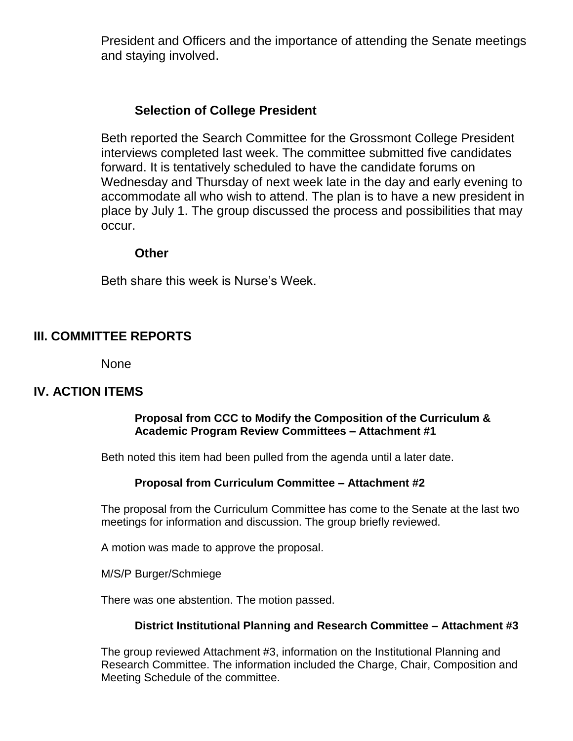President and Officers and the importance of attending the Senate meetings and staying involved.

### Selection of College President

Beth reported the Search Committee for the Grossmont College President interviews completed last week. The committee submitted five candidates forward. It is tentatively scheduled to have the candidate forums on Wednesday and Thursday of next week late in the day and early evening to accommodate all who wish to attend. The plan is to have a new president in place by July 1. The group discussed the process and possibilities that may occur.

### Other

Beth share this week is Nurse's Week.

## III. COMMITTEE REPORTS

None

## IV. ACTION ITEMS

### Proposal from CCC to Modify the Composition of the Curriculum & Academic Program Review Committees – Attachment #1

Beth noted this item had been pulled from the agenda until a later date.

### Proposal from Curriculum Committee – Attachment #2

The proposal from the Curriculum Committee has come to the Senate at the last two meetings for information and discussion. The group briefly reviewed.

A motion was made to approve the proposal.

M/S/P Burger/Schmiege

There was one abstention. The motion passed.

### District Institutional Planning and Research Committee – Attachment #3

The group reviewed Attachment #3, information on the Institutional Planning and Research Committee. The information included the Charge, Chair, Composition and Meeting Schedule of the committee.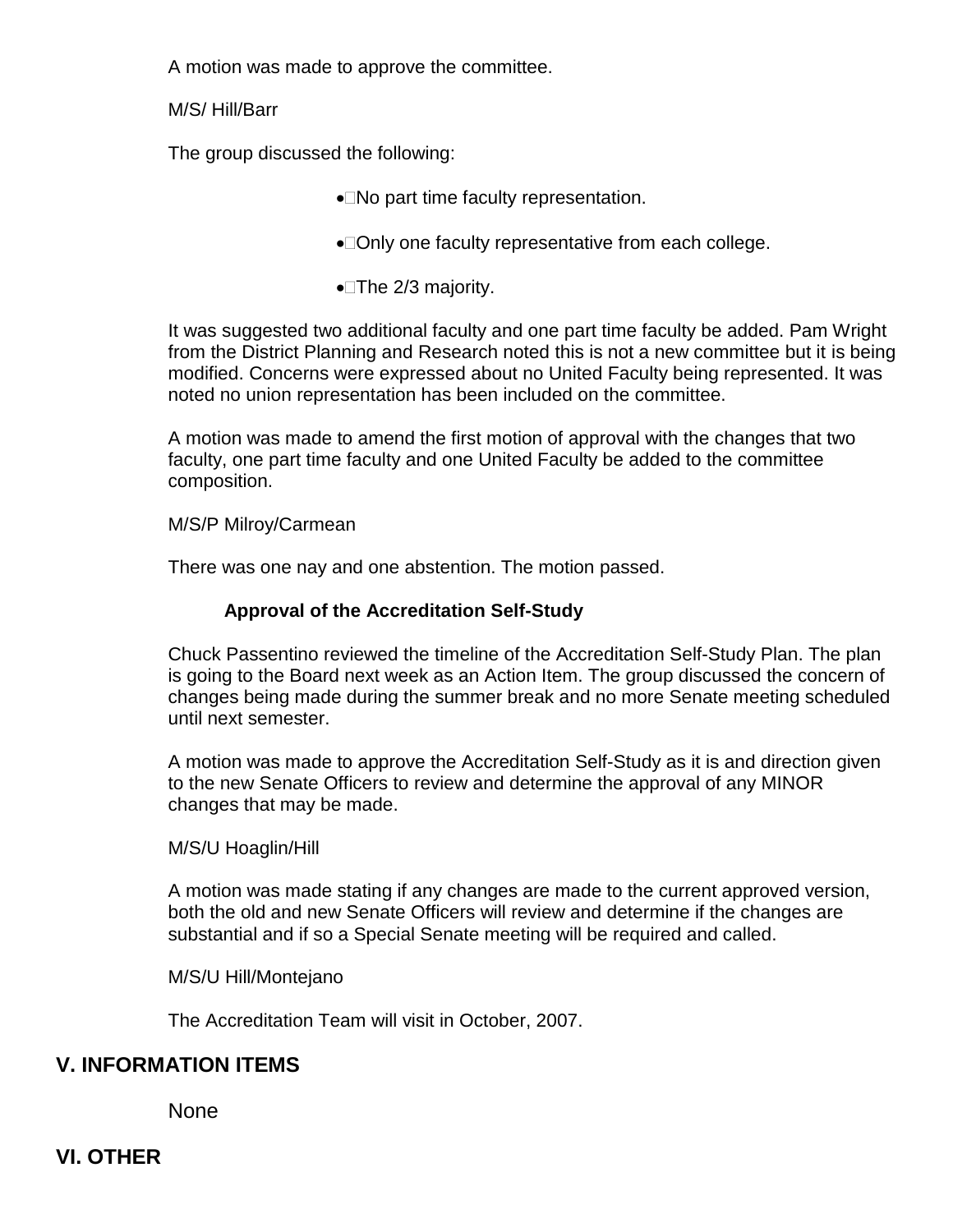A motion was made to approve the committee.

M/S/ Hill/Barr

The group discussed the following:

- No part time faculty representation.
- Only one faculty representative from each college.
- The 2/3 majority.

It was suggested two additional faculty and one part time faculty be added. Pam Wright from the District Planning and Research noted this is not a new committee but it is being modified. Concerns were expressed about no United Faculty being represented. It was noted no union representation has been included on the committee.

A motion was made to amend the first motion of approval with the changes that two faculty, one part time faculty and one United Faculty be added to the committee composition.

M/S/P Milroy/Carmean

There was one nay and one abstention. The motion passed.

**Approval of the Accreditation Self-Study**

Chuck Passentino reviewed the timeline of the Accreditation Self-Study Plan. The plan is going to the Board next week as an Action Item. The group discussed the concern of changes being made during the summer break and no more Senate meeting scheduled until next semester.

A motion was made to approve the Accreditation Self-Study as it is and direction given to the new Senate Officers to review and determine the approval of any MINOR changes that may be made.

M/S/U Hoaglin/Hill

A motion was made stating if any changes are made to the current approved version, both the old and new Senate Officers will review and determine if the changes are substantial and if so a Special Senate meeting will be required and called.

M/S/U Hill/Montejano

The Accreditation Team will visit in October, 2007.

## V. INFORMATION ITEMS

None

## VI. OTHER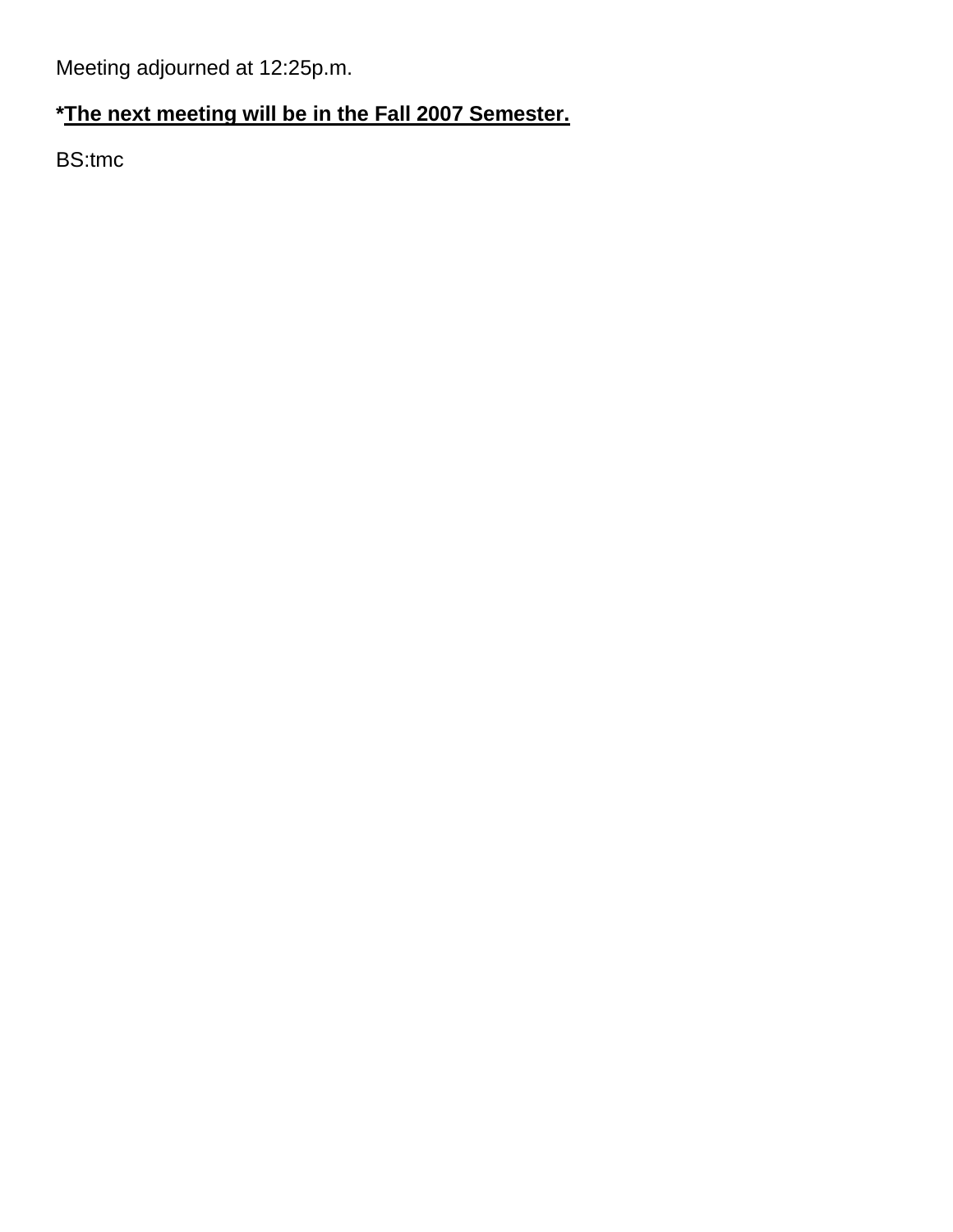Meeting adjourned at 12:25p.m.

***The next meeting will be in the Fall 2007 Semester.***

BS:tmc